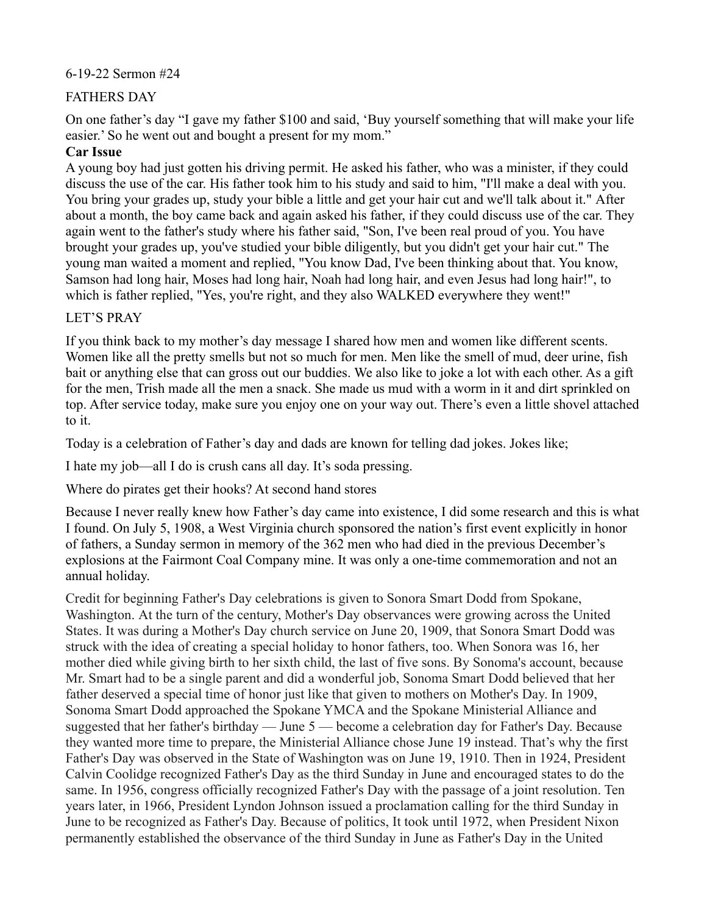6-19-22 Sermon #24

FATHERS DAY

On one father's day "I gave my father $100 and said, 'Buy yourself something that will make your life easier.' So he went out and bought a present for my mom."

**Car Issue**

A young boy had just gotten his driving permit. He asked his father, who was a minister, if they could discuss the use of the car. His father took him to his study and said to him, "I'll make a deal with you. You bring your grades up, study your bible a little and get your hair cut and we'll talk about it." After about a month, the boy came back and again asked his father, if they could discuss use of the car. They again went to the father's study where his father said, "Son, I've been real proud of you. You have brought your grades up, you've studied your bible diligently, but you didn't get your hair cut." The young man waited a moment and replied, "You know Dad, I've been thinking about that. You know, Samson had long hair, Moses had long hair, Noah had long hair, and even Jesus had long hair!", to which is father replied, "Yes, you're right, and they also WALKED everywhere they went!"

LET'S PRAY

If you think back to my mother's day message I shared how men and women like different scents. Women like all the pretty smells but not so much for men. Men like the smell of mud, deer urine, fish bait or anything else that can gross out our buddies. We also like to joke a lot with each other. As a gift for the men, Trish made all the men a snack. She made us mud with a worm in it and dirt sprinkled on top. After service today, make sure you enjoy one on your way out. There's even a little shovel attached to it.

Today is a celebration of Father's day and dads are known for telling dad jokes. Jokes like;

I hate my job—all I do is crush cans all day. It's soda pressing.

Where do pirates get their hooks? At second hand stores

Because I never really knew how Father's day came into existence, I did some research and this is what I found. On July 5, 1908, a West Virginia church sponsored the nation's first event explicitly in honor of fathers, a Sunday sermon in memory of the 362 men who had died in the previous December's explosions at the Fairmont Coal Company mine. It was only a one-time commemoration and not an annual holiday.

Credit for beginning Father's Day celebrations is given to Sonora Smart Dodd from Spokane, Washington. At the turn of the century, Mother's Day observances were growing across the United States. It was during a Mother's Day church service on June 20, 1909, that Sonora Smart Dodd was struck with the idea of creating a special holiday to honor fathers, too. When Sonora was 16, her mother died while giving birth to her sixth child, the last of five sons. By Sonoma's account, because Mr. Smart had to be a single parent and did a wonderful job, Sonoma Smart Dodd believed that her father deserved a special time of honor just like that given to mothers on Mother's Day. In 1909, Sonoma Smart Dodd approached the Spokane YMCA and the Spokane Ministerial Alliance and suggested that her father's birthday — June 5 — become a celebration day for Father's Day. Because they wanted more time to prepare, the Ministerial Alliance chose June 19 instead. That's why the first Father's Day was observed in the State of Washington was on June 19, 1910. Then in 1924, President Calvin Coolidge recognized Father's Day as the third Sunday in June and encouraged states to do the same. In 1956, congress officially recognized Father's Day with the passage of a joint resolution. Ten years later, in 1966, President Lyndon Johnson issued a proclamation calling for the third Sunday in June to be recognized as Father's Day. Because of politics, It took until 1972, when President Nixon permanently established the observance of the third Sunday in June as Father's Day in the United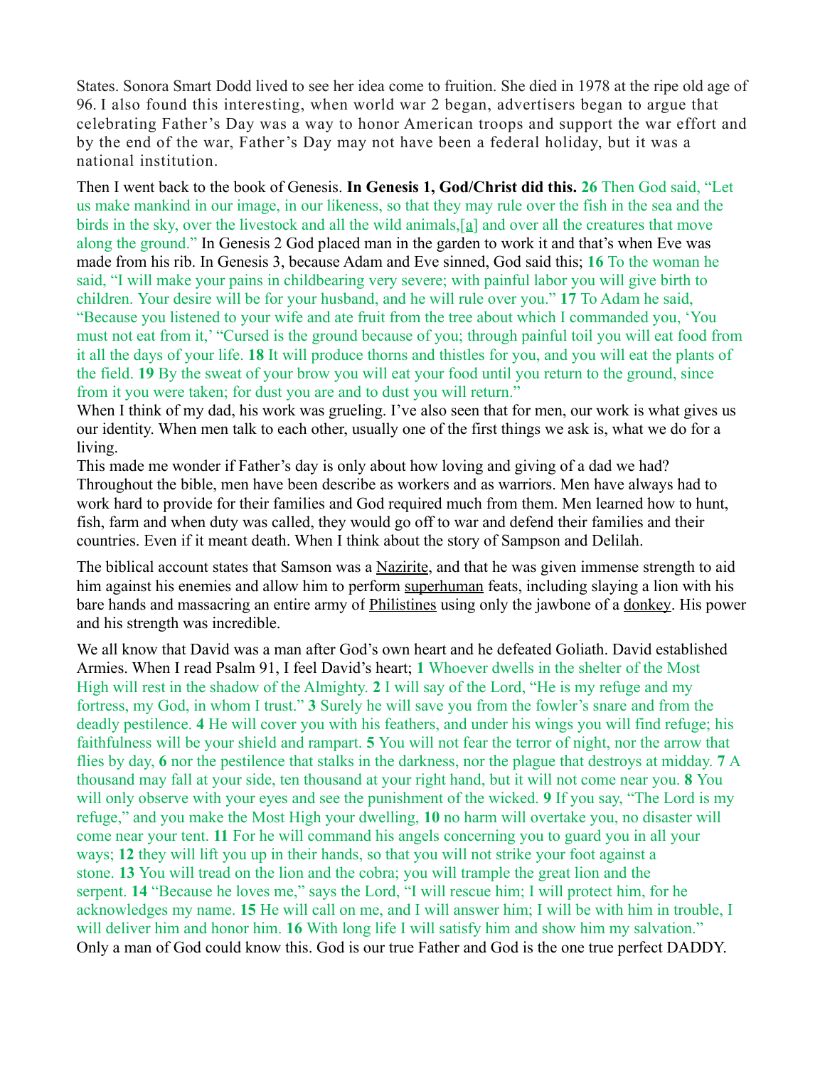States. Sonora Smart Dodd lived to see her idea come to fruition. She died in 1978 at the ripe old age of 96. I also found this interesting, when world war 2 began, advertisers began to argue that celebrating Father's Day was a way to honor American troops and support the war effort and by the end of the war, Father's Day may not have been a federal holiday, but it was a national institution.

Then I went back to the book of Genesis. **In Genesis 1, God/Christ did this. 26** Then God said, "Let us make mankind in our image, in our likeness, so that they may rule over the fish in the sea and the birds in the sky, over the livestock and all the wild animals,[a] and over all the creatures that move along the ground." In Genesis 2 God placed man in the garden to work it and that's when Eve was made from his rib. In Genesis 3, because Adam and Eve sinned, God said this; **16** To the woman he said, "I will make your pains in childbearing very severe; with painful labor you will give birth to children. Your desire will be for your husband, and he will rule over you." **17** To Adam he said, "Because you listened to your wife and ate fruit from the tree about which I commanded you, 'You must not eat from it,' "Cursed is the ground because of you; through painful toil you will eat food from it all the days of your life. **18** It will produce thorns and thistles for you, and you will eat the plants of the field. **19** By the sweat of your brow you will eat your food until you return to the ground, since from it you were taken; for dust you are and to dust you will return."

When I think of my dad, his work was grueling. I've also seen that for men, our work is what gives us our identity. When men talk to each other, usually one of the first things we ask is, what we do for a living.

This made me wonder if Father's day is only about how loving and giving of a dad we had? Throughout the bible, men have been describe as workers and as warriors. Men have always had to work hard to provide for their families and God required much from them. Men learned how to hunt, fish, farm and when duty was called, they would go off to war and defend their families and their countries. Even if it meant death. When I think about the story of Sampson and Delilah.

The biblical account states that Samson was a Nazirite, and that he was given immense strength to aid him against his enemies and allow him to perform superhuman feats, including slaying a lion with his bare hands and massacring an entire army of Philistines using only the jawbone of a donkey. His power and his strength was incredible.

We all know that David was a man after God's own heart and he defeated Goliath. David established Armies. When I read Psalm 91, I feel David's heart; **1** Whoever dwells in the shelter of the Most High will rest in the shadow of the Almighty. **2** I will say of the Lord, "He is my refuge and my fortress, my God, in whom I trust." **3** Surely he will save you from the fowler's snare and from the deadly pestilence. **4** He will cover you with his feathers, and under his wings you will find refuge; his faithfulness will be your shield and rampart. **5** You will not fear the terror of night, nor the arrow that flies by day, **6** nor the pestilence that stalks in the darkness, nor the plague that destroys at midday. **7** A thousand may fall at your side, ten thousand at your right hand, but it will not come near you. **8** You will only observe with your eyes and see the punishment of the wicked. **9** If you say, "The Lord is my refuge," and you make the Most High your dwelling, **10** no harm will overtake you, no disaster will come near your tent. **11** For he will command his angels concerning you to guard you in all your ways; **12** they will lift you up in their hands, so that you will not strike your foot against a stone. **13** You will tread on the lion and the cobra; you will trample the great lion and the serpent. **14** "Because he loves me," says the Lord, "I will rescue him; I will protect him, for he acknowledges my name. **15** He will call on me, and I will answer him; I will be with him in trouble, I will deliver him and honor him. **16** With long life I will satisfy him and show him my salvation."

Only a man of God could know this. God is our true Father and God is the one true perfect DADDY.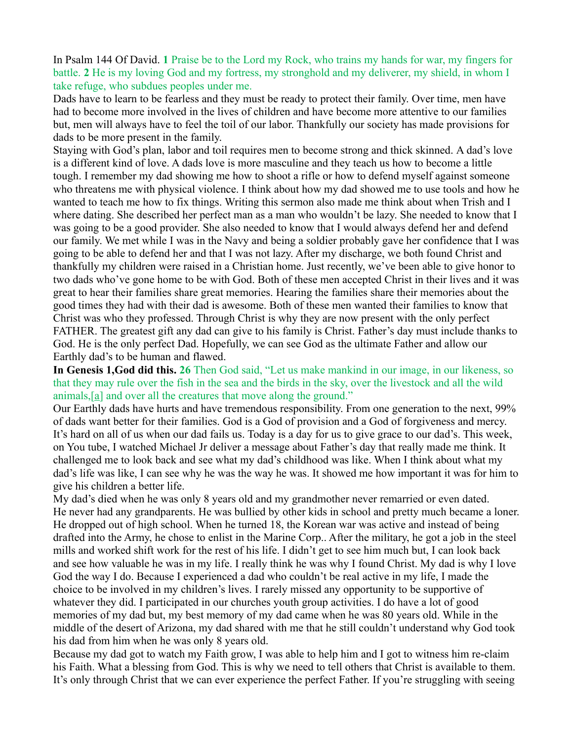In Psalm 144 Of David. **1** Praise be to the Lord my Rock, who trains my hands for war, my fingers for battle. **2** He is my loving God and my fortress, my stronghold and my deliverer, my shield, in whom I take refuge, who subdues peoples under me.

Dads have to learn to be fearless and they must be ready to protect their family. Over time, men have had to become more involved in the lives of children and have become more attentive to our families but, men will always have to feel the toil of our labor. Thankfully our society has made provisions for dads to be more present in the family.

Staying with God's plan, labor and toil requires men to become strong and thick skinned. A dad's love is a different kind of love. A dads love is more masculine and they teach us how to become a little tough. I remember my dad showing me how to shoot a rifle or how to defend myself against someone who threatens me with physical violence. I think about how my dad showed me to use tools and how he wanted to teach me how to fix things. Writing this sermon also made me think about when Trish and I where dating. She described her perfect man as a man who wouldn't be lazy. She needed to know that I was going to be a good provider. She also needed to know that I would always defend her and defend our family. We met while I was in the Navy and being a soldier probably gave her confidence that I was going to be able to defend her and that I was not lazy. After my discharge, we both found Christ and thankfully my children were raised in a Christian home. Just recently, we've been able to give honor to two dads who've gone home to be with God. Both of these men accepted Christ in their lives and it was great to hear their families share great memories. Hearing the families share their memories about the good times they had with their dad is awesome. Both of these men wanted their families to know that Christ was who they professed. Through Christ is why they are now present with the only perfect FATHER. The greatest gift any dad can give to his family is Christ. Father's day must include thanks to God. He is the only perfect Dad. Hopefully, we can see God as the ultimate Father and allow our Earthly dad's to be human and flawed.

**In Genesis 1,God did this. 26** Then God said, "Let us make mankind in our image, in our likeness, so that they may rule over the fish in the sea and the birds in the sky, over the livestock and all the wild animals,[a] and over all the creatures that move along the ground."

Our Earthly dads have hurts and have tremendous responsibility. From one generation to the next, 99% of dads want better for their families. God is a God of provision and a God of forgiveness and mercy. It's hard on all of us when our dad fails us. Today is a day for us to give grace to our dad's. This week, on You tube, I watched Michael Jr deliver a message about Father's day that really made me think. It challenged me to look back and see what my dad's childhood was like. When I think about what my dad's life was like, I can see why he was the way he was. It showed me how important it was for him to give his children a better life.

My dad's died when he was only 8 years old and my grandmother never remarried or even dated. He never had any grandparents. He was bullied by other kids in school and pretty much became a loner. He dropped out of high school. When he turned 18, the Korean war was active and instead of being drafted into the Army, he chose to enlist in the Marine Corp.. After the military, he got a job in the steel mills and worked shift work for the rest of his life. I didn't get to see him much but, I can look back and see how valuable he was in my life. I really think he was why I found Christ. My dad is why I love God the way I do. Because I experienced a dad who couldn't be real active in my life, I made the choice to be involved in my children's lives. I rarely missed any opportunity to be supportive of whatever they did. I participated in our churches youth group activities. I do have a lot of good memories of my dad but, my best memory of my dad came when he was 80 years old. While in the middle of the desert of Arizona, my dad shared with me that he still couldn't understand why God took his dad from him when he was only 8 years old.

Because my dad got to watch my Faith grow, I was able to help him and I got to witness him re-claim his Faith. What a blessing from God. This is why we need to tell others that Christ is available to them. It's only through Christ that we can ever experience the perfect Father. If you're struggling with seeing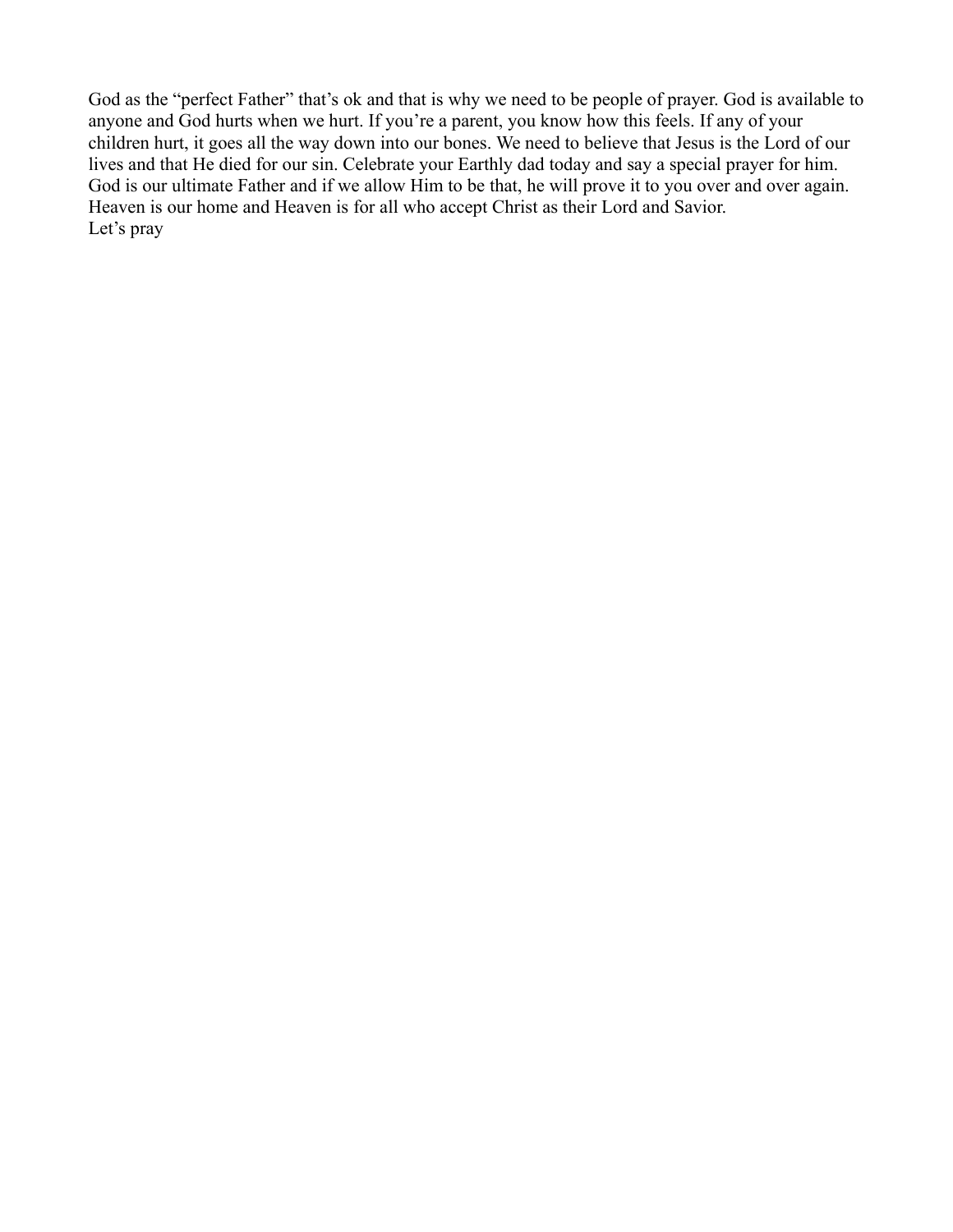God as the “perfect Father” that’s ok and that is why we need to be people of prayer. God is available to anyone and God hurts when we hurt. If you’re a parent, you know how this feels. If any of your children hurt, it goes all the way down into our bones. We need to believe that Jesus is the Lord of our lives and that He died for our sin. Celebrate your Earthly dad today and say a special prayer for him. God is our ultimate Father and if we allow Him to be that, he will prove it to you over and over again. Heaven is our home and Heaven is for all who accept Christ as their Lord and Savior.

Let’s pray